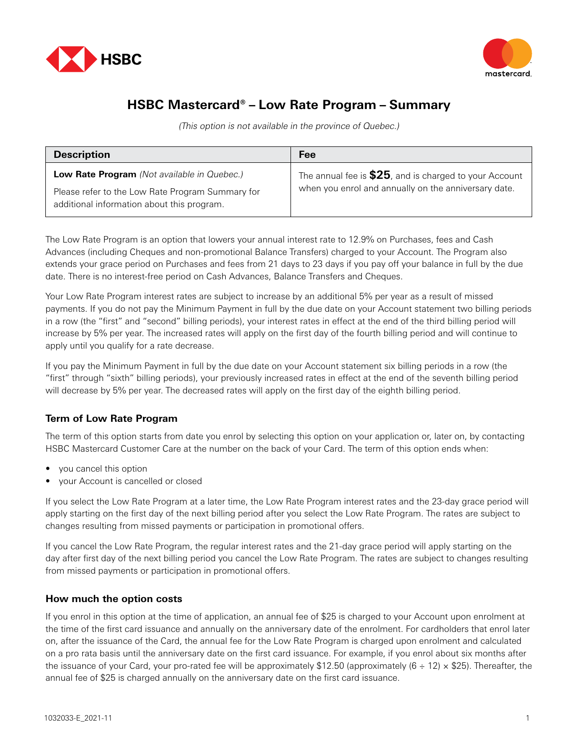# HSBC Mastercard® – Low Rate Program – Summary

*(This option is not available in the province of Quebec.)*

| Description | Fee |
| --- | --- |
| **Low Rate Program** *(Not available in Quebec.)*<br>Please refer to the Low Rate Program Summary for additional information about this program. | The annual fee is **$25**, and is charged to your Account when you enrol and annually on the anniversary date. |

The Low Rate Program is an option that lowers your annual interest rate to 12.9% on Purchases, fees and Cash Advances (including Cheques and non-promotional Balance Transfers) charged to your Account. The Program also extends your grace period on Purchases and fees from 21 days to 23 days if you pay off your balance in full by the due date. There is no interest-free period on Cash Advances, Balance Transfers and Cheques.

Your Low Rate Program interest rates are subject to increase by an additional 5% per year as a result of missed payments. If you do not pay the Minimum Payment in full by the due date on your Account statement two billing periods in a row (the "first" and "second" billing periods), your interest rates in effect at the end of the third billing period will increase by 5% per year. The increased rates will apply on the first day of the fourth billing period and will continue to apply until you qualify for a rate decrease.

If you pay the Minimum Payment in full by the due date on your Account statement six billing periods in a row (the "first" through "sixth" billing periods), your previously increased rates in effect at the end of the seventh billing period will decrease by 5% per year. The decreased rates will apply on the first day of the eighth billing period.

### Term of Low Rate Program

The term of this option starts from date you enrol by selecting this option on your application or, later on, by contacting HSBC Mastercard Customer Care at the number on the back of your Card. The term of this option ends when:

- you cancel this option
- your Account is cancelled or closed

If you select the Low Rate Program at a later time, the Low Rate Program interest rates and the 23-day grace period will apply starting on the first day of the next billing period after you select the Low Rate Program. The rates are subject to changes resulting from missed payments or participation in promotional offers.

If you cancel the Low Rate Program, the regular interest rates and the 21-day grace period will apply starting on the day after first day of the next billing period you cancel the Low Rate Program. The rates are subject to changes resulting from missed payments or participation in promotional offers.

### How much the option costs

If you enrol in this option at the time of application, an annual fee of $25 is charged to your Account upon enrolment at the time of the first card issuance and annually on the anniversary date of the enrolment. For cardholders that enrol later on, after the issuance of the Card, the annual fee for the Low Rate Program is charged upon enrolment and calculated on a pro rata basis until the anniversary date on the first card issuance. For example, if you enrol about six months after the issuance of your Card, your pro-rated fee will be approximately $12.50 (approximately (6 ÷ 12) × $25). Thereafter, the annual fee of $25 is charged annually on the anniversary date on the first card issuance.

1032033-E_2021-11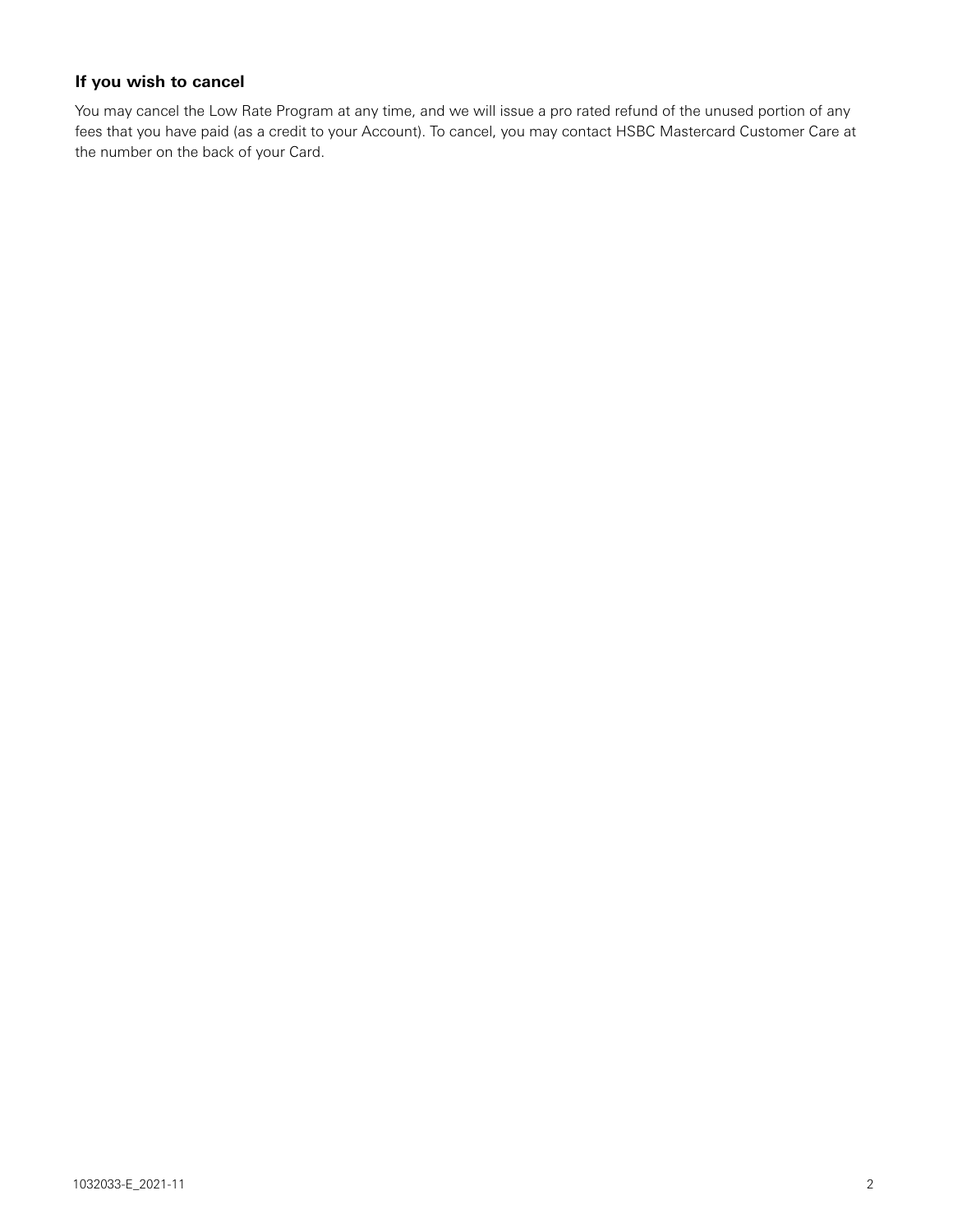### If you wish to cancel

You may cancel the Low Rate Program at any time, and we will issue a pro rated refund of the unused portion of any fees that you have paid (as a credit to your Account). To cancel, you may contact HSBC Mastercard Customer Care at the number on the back of your Card.

1032033-E_2021-11